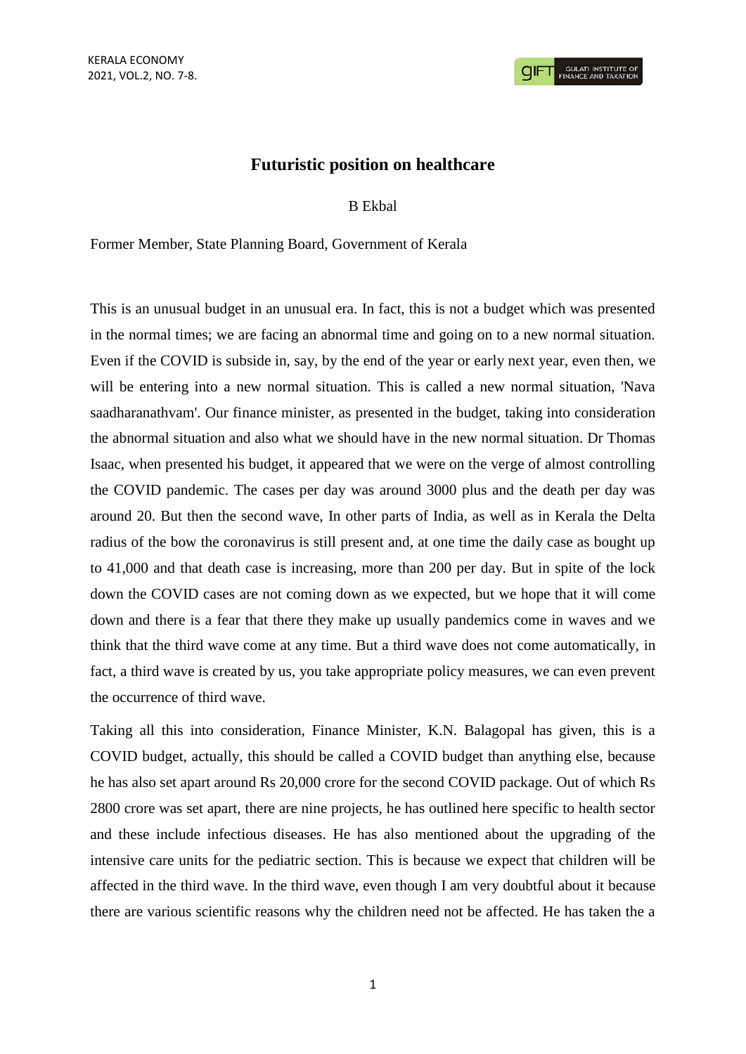# Futuristic position on healthcare

B Ekbal

Former Member, State Planning Board, Government of Kerala

This is an unusual budget in an unusual era. In fact, this is not a budget which was presented in the normal times; we are facing an abnormal time and going on to a new normal situation. Even if the COVID is subside in, say, by the end of the year or early next year, even then, we will be entering into a new normal situation. This is called a new normal situation, 'Nava saadharanathvam'. Our finance minister, as presented in the budget, taking into consideration the abnormal situation and also what we should have in the new normal situation. Dr Thomas Isaac, when presented his budget, it appeared that we were on the verge of almost controlling the COVID pandemic. The cases per day was around 3000 plus and the death per day was around 20. But then the second wave, In other parts of India, as well as in Kerala the Delta radius of the bow the coronavirus is still present and, at one time the daily case as bought up to 41,000 and that death case is increasing, more than 200 per day. But in spite of the lock down the COVID cases are not coming down as we expected, but we hope that it will come down and there is a fear that there they make up usually pandemics come in waves and we think that the third wave come at any time. But a third wave does not come automatically, in fact, a third wave is created by us, you take appropriate policy measures, we can even prevent the occurrence of third wave.

Taking all this into consideration, Finance Minister, K.N. Balagopal has given, this is a COVID budget, actually, this should be called a COVID budget than anything else, because he has also set apart around Rs 20,000 crore for the second COVID package. Out of which Rs 2800 crore was set apart, there are nine projects, he has outlined here specific to health sector and these include infectious diseases. He has also mentioned about the upgrading of the intensive care units for the pediatric section. This is because we expect that children will be affected in the third wave. In the third wave, even though I am very doubtful about it because there are various scientific reasons why the children need not be affected. He has taken the a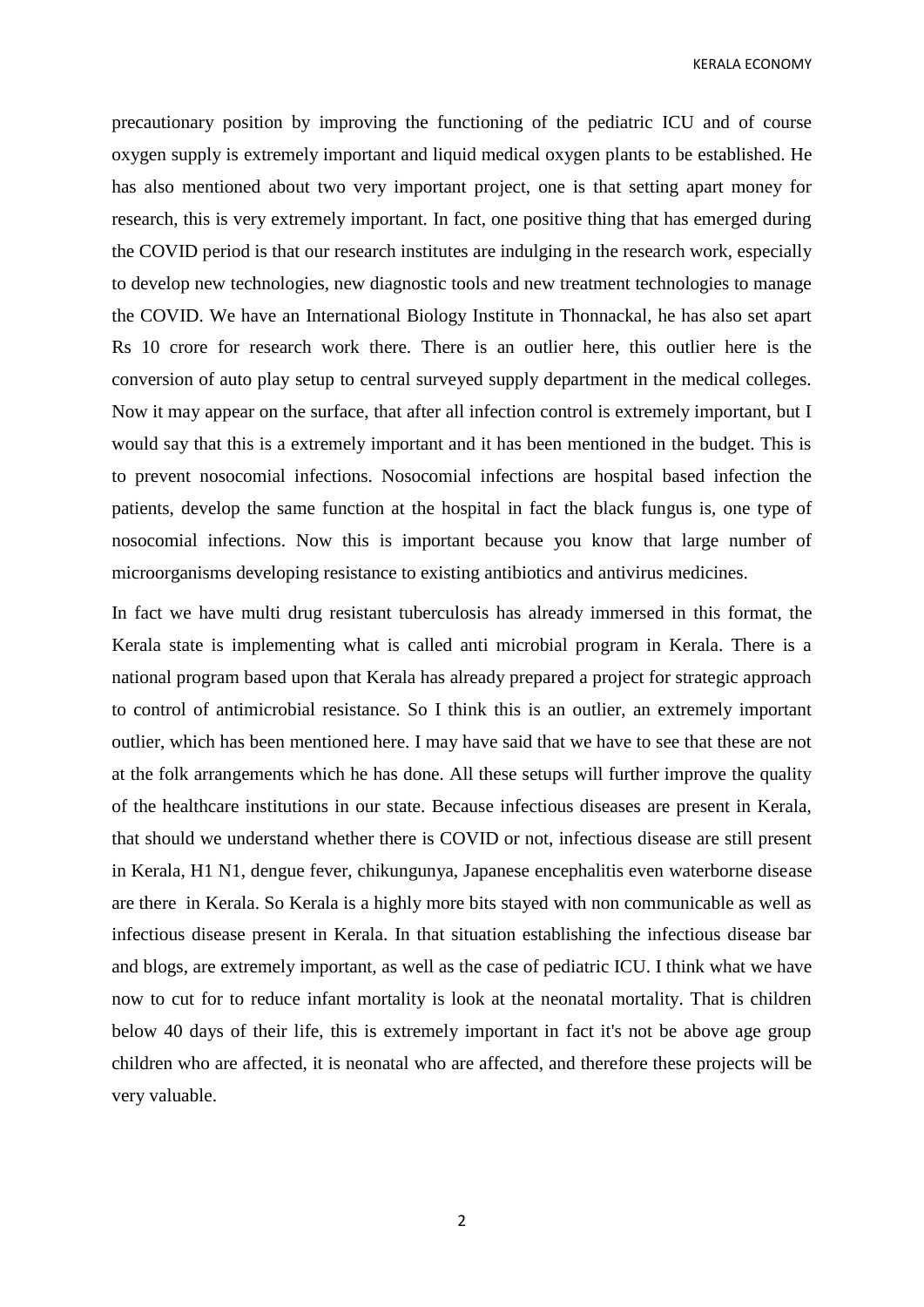precautionary position by improving the functioning of the pediatric ICU and of course oxygen supply is extremely important and liquid medical oxygen plants to be established. He has also mentioned about two very important project, one is that setting apart money for research, this is very extremely important. In fact, one positive thing that has emerged during the COVID period is that our research institutes are indulging in the research work, especially to develop new technologies, new diagnostic tools and new treatment technologies to manage the COVID. We have an International Biology Institute in Thonnackal, he has also set apart Rs 10 crore for research work there. There is an outlier here, this outlier here is the conversion of auto play setup to central surveyed supply department in the medical colleges. Now it may appear on the surface, that after all infection control is extremely important, but I would say that this is a extremely important and it has been mentioned in the budget. This is to prevent nosocomial infections. Nosocomial infections are hospital based infection the patients, develop the same function at the hospital in fact the black fungus is, one type of nosocomial infections. Now this is important because you know that large number of microorganisms developing resistance to existing antibiotics and antivirus medicines.

In fact we have multi drug resistant tuberculosis has already immersed in this format, the Kerala state is implementing what is called anti microbial program in Kerala. There is a national program based upon that Kerala has already prepared a project for strategic approach to control of antimicrobial resistance. So I think this is an outlier, an extremely important outlier, which has been mentioned here. I may have said that we have to see that these are not at the folk arrangements which he has done. All these setups will further improve the quality of the healthcare institutions in our state. Because infectious diseases are present in Kerala, that should we understand whether there is COVID or not, infectious disease are still present in Kerala, H1 N1, dengue fever, chikungunya, Japanese encephalitis even waterborne disease are there in Kerala. So Kerala is a highly more bits stayed with non communicable as well as infectious disease present in Kerala. In that situation establishing the infectious disease bar and blogs, are extremely important, as well as the case of pediatric ICU. I think what we have now to cut for to reduce infant mortality is look at the neonatal mortality. That is children below 40 days of their life, this is extremely important in fact it's not be above age group children who are affected, it is neonatal who are affected, and therefore these projects will be very valuable.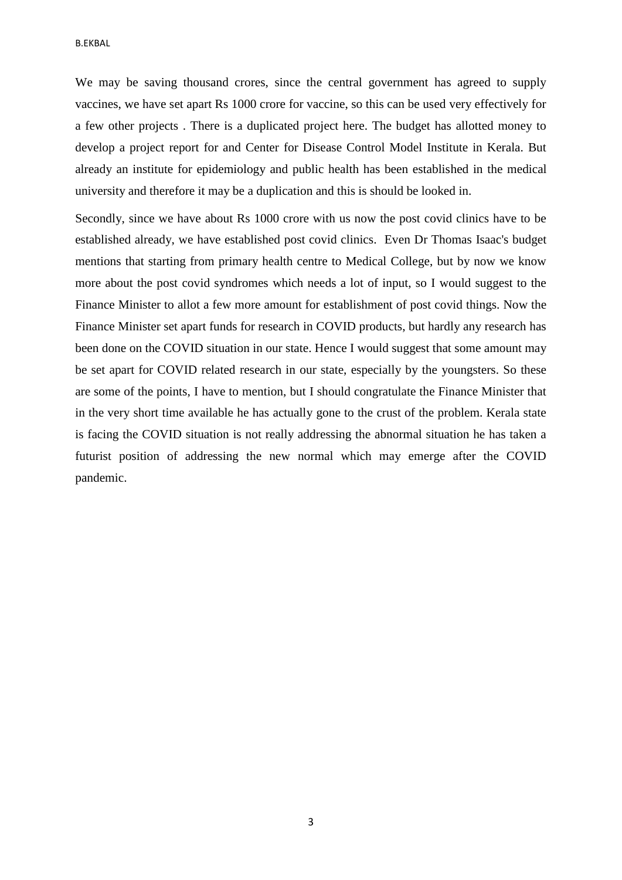We may be saving thousand crores, since the central government has agreed to supply vaccines, we have set apart Rs 1000 crore for vaccine, so this can be used very effectively for a few other projects . There is a duplicated project here. The budget has allotted money to develop a project report for and Center for Disease Control Model Institute in Kerala. But already an institute for epidemiology and public health has been established in the medical university and therefore it may be a duplication and this is should be looked in.

Secondly, since we have about Rs 1000 crore with us now the post covid clinics have to be established already, we have established post covid clinics. Even Dr Thomas Isaac's budget mentions that starting from primary health centre to Medical College, but by now we know more about the post covid syndromes which needs a lot of input, so I would suggest to the Finance Minister to allot a few more amount for establishment of post covid things. Now the Finance Minister set apart funds for research in COVID products, but hardly any research has been done on the COVID situation in our state. Hence I would suggest that some amount may be set apart for COVID related research in our state, especially by the youngsters. So these are some of the points, I have to mention, but I should congratulate the Finance Minister that in the very short time available he has actually gone to the crust of the problem. Kerala state is facing the COVID situation is not really addressing the abnormal situation he has taken a futurist position of addressing the new normal which may emerge after the COVID pandemic.